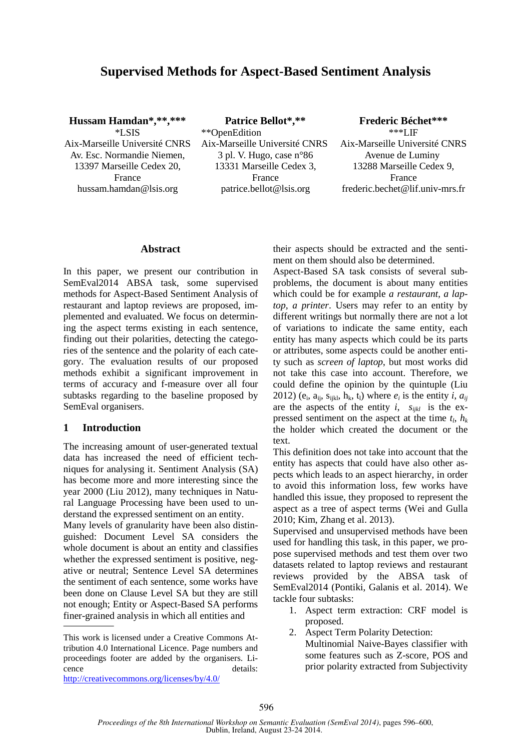# Supervised Methods for Aspect-Based Sentiment Analysis

**Hussam Hamdan*,**,*****
*LSIS
Aix-Marseille Université CNRS
Av. Esc. Normandie Niemen,
13397 Marseille Cedex 20,
France
hussam.hamdan@lsis.org

**Patrice Bellot*,****
**OpenEdition
Aix-Marseille Université CNRS
3 pl. V. Hugo, case n°86
13331 Marseille Cedex 3,
France
patrice.bellot@lsis.org

**Frederic Béchet*****
***LIF
Aix-Marseille Université CNRS
Avenue de Luminy
13288 Marseille Cedex 9,
France
frederic.bechet@lif.univ-mrs.fr

## Abstract

In this paper, we present our contribution in SemEval2014 ABSA task, some supervised methods for Aspect-Based Sentiment Analysis of restaurant and laptop reviews are proposed, implemented and evaluated. We focus on determining the aspect terms existing in each sentence, finding out their polarities, detecting the categories of the sentence and the polarity of each category. The evaluation results of our proposed methods exhibit a significant improvement in terms of accuracy and f-measure over all four subtasks regarding to the baseline proposed by SemEval organisers.

## 1 Introduction

The increasing amount of user-generated textual data has increased the need of efficient techniques for analysing it. Sentiment Analysis (SA) has become more and more interesting since the year 2000 (Liu 2012), many techniques in Natural Language Processing have been used to understand the expressed sentiment on an entity.

Many levels of granularity have been also distinguished: Document Level SA considers the whole document is about an entity and classifies whether the expressed sentiment is positive, negative or neutral; Sentence Level SA determines the sentiment of each sentence, some works have been done on Clause Level SA but they are still not enough; Entity or Aspect-Based SA performs finer-grained analysis in which all entities and their aspects should be extracted and the sentiment on them should also be determined.

Aspect-Based SA task consists of several subproblems, the document is about many entities which could be for example *a restaurant*, *a laptop*, *a printer*. Users may refer to an entity by different writings but normally there are not a lot of variations to indicate the same entity, each entity has many aspects which could be its parts or attributes, some aspects could be another entity such as *screen of laptop*, but most works did not take this case into account. Therefore, we could define the opinion by the quintuple (Liu 2012) ($e_i$, $a_{ij}$, $s_{ijkl}$, $h_k$, $t_l$) where $e_i$ is the entity *i*, $a_{ij}$ are the aspects of the entity *i*, $s_{ijkl}$ is the expressed sentiment on the aspect at the time $t_l$, $h_k$ the holder which created the document or the text.

This definition does not take into account that the entity has aspects that could have also other aspects which leads to an aspect hierarchy, in order to avoid this information loss, few works have handled this issue, they proposed to represent the aspect as a tree of aspect terms (Wei and Gulla 2010; Kim, Zhang et al. 2013).

Supervised and unsupervised methods have been used for handling this task, in this paper, we propose supervised methods and test them over two datasets related to laptop reviews and restaurant reviews provided by the ABSA task of SemEval2014 (Pontiki, Galanis et al. 2014). We tackle four subtasks:

1. Aspect term extraction: CRF model is proposed.
2. Aspect Term Polarity Detection: Multinomial Naive-Bayes classifier with some features such as Z-score, POS and prior polarity extracted from Subjectivity

---

This work is licensed under a Creative Commons Attribution 4.0 International Licence. Page numbers and proceedings footer are added by the organisers. Licence details: http://creativecommons.org/licenses/by/4.0/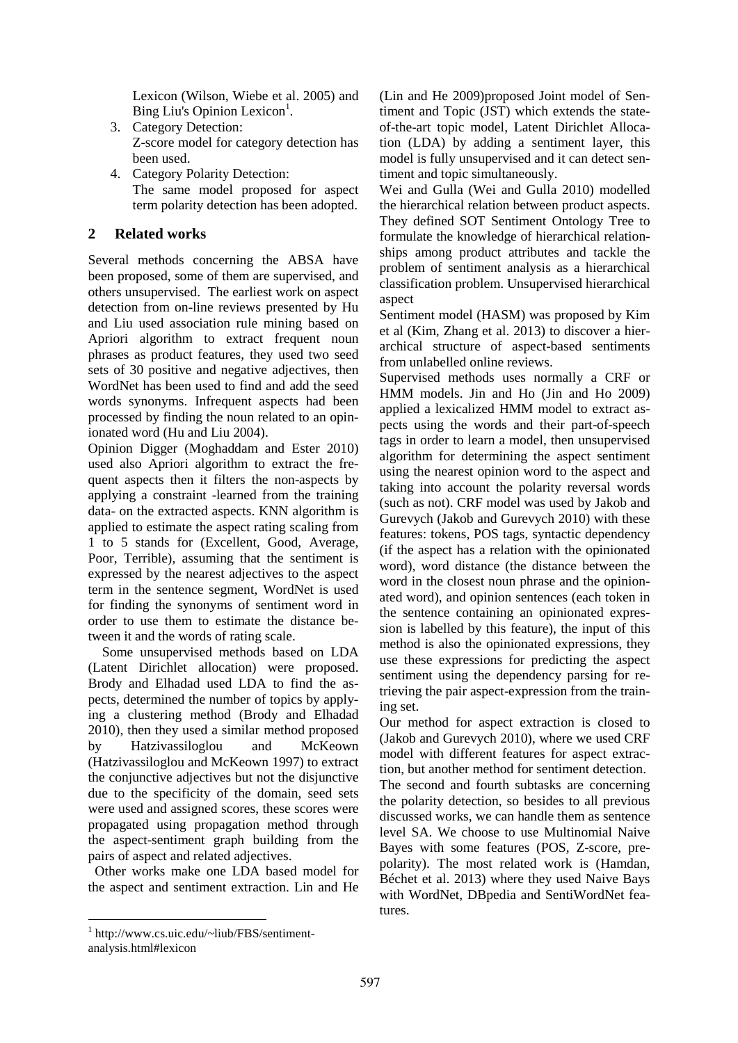Lexicon (Wilson, Wiebe et al. 2005) and Bing Liu's Opinion Lexicon[1].

3. Category Detection:
   Z-score model for category detection has been used.
4. Category Polarity Detection:
   The same model proposed for aspect term polarity detection has been adopted.

## 2 Related works

Several methods concerning the ABSA have been proposed, some of them are supervised, and others unsupervised. The earliest work on aspect detection from on-line reviews presented by Hu and Liu used association rule mining based on Apriori algorithm to extract frequent noun phrases as product features, they used two seed sets of 30 positive and negative adjectives, then WordNet has been used to find and add the seed words synonyms. Infrequent aspects had been processed by finding the noun related to an opinionated word (Hu and Liu 2004).

Opinion Digger (Moghaddam and Ester 2010) used also Apriori algorithm to extract the frequent aspects then it filters the non-aspects by applying a constraint -learned from the training data- on the extracted aspects. KNN algorithm is applied to estimate the aspect rating scaling from 1 to 5 stands for (Excellent, Good, Average, Poor, Terrible), assuming that the sentiment is expressed by the nearest adjectives to the aspect term in the sentence segment, WordNet is used for finding the synonyms of sentiment word in order to use them to estimate the distance between it and the words of rating scale.

Some unsupervised methods based on LDA (Latent Dirichlet allocation) were proposed. Brody and Elhadad used LDA to find the aspects, determined the number of topics by applying a clustering method (Brody and Elhadad 2010), then they used a similar method proposed by Hatzivassiloglou and McKeown (Hatzivassiloglou and McKeown 1997) to extract the conjunctive adjectives but not the disjunctive due to the specificity of the domain, seed sets were used and assigned scores, these scores were propagated using propagation method through the aspect-sentiment graph building from the pairs of aspect and related adjectives.

Other works make one LDA based model for the aspect and sentiment extraction. Lin and He (Lin and He 2009)proposed Joint model of Sentiment and Topic (JST) which extends the state-of-the-art topic model, Latent Dirichlet Allocation (LDA) by adding a sentiment layer, this model is fully unsupervised and it can detect sentiment and topic simultaneously.

Wei and Gulla (Wei and Gulla 2010) modelled the hierarchical relation between product aspects. They defined SOT Sentiment Ontology Tree to formulate the knowledge of hierarchical relationships among product attributes and tackle the problem of sentiment analysis as a hierarchical classification problem. Unsupervised hierarchical aspect

Sentiment model (HASM) was proposed by Kim et al (Kim, Zhang et al. 2013) to discover a hierarchical structure of aspect-based sentiments from unlabelled online reviews.

Supervised methods uses normally a CRF or HMM models. Jin and Ho (Jin and Ho 2009) applied a lexicalized HMM model to extract aspects using the words and their part-of-speech tags in order to learn a model, then unsupervised algorithm for determining the aspect sentiment using the nearest opinion word to the aspect and taking into account the polarity reversal words (such as not). CRF model was used by Jakob and Gurevych (Jakob and Gurevych 2010) with these features: tokens, POS tags, syntactic dependency (if the aspect has a relation with the opinionated word), word distance (the distance between the word in the closest noun phrase and the opinionated word), and opinion sentences (each token in the sentence containing an opinionated expression is labelled by this feature), the input of this method is also the opinionated expressions, they use these expressions for predicting the aspect sentiment using the dependency parsing for retrieving the pair aspect-expression from the training set.

Our method for aspect extraction is closed to (Jakob and Gurevych 2010), where we used CRF model with different features for aspect extraction, but another method for sentiment detection.

The second and fourth subtasks are concerning the polarity detection, so besides to all previous discussed works, we can handle them as sentence level SA. We choose to use Multinomial Naive Bayes with some features (POS, Z-score, pre-polarity). The most related work is (Hamdan, Béchet et al. 2013) where they used Naive Bays with WordNet, DBpedia and SentiWordNet features.

[1] http://www.cs.uic.edu/~liub/FBS/sentiment-analysis.html#lexicon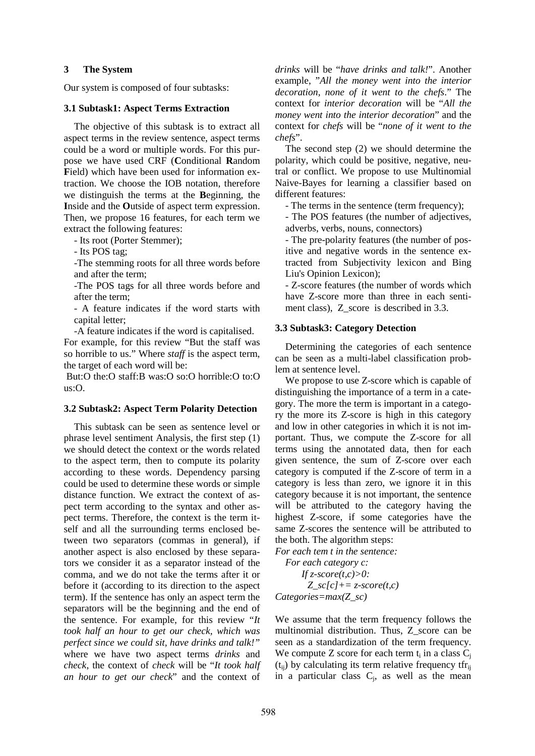## 3 The System

Our system is composed of four subtasks:

### 3.1 Subtask1: Aspect Terms Extraction

The objective of this subtask is to extract all aspect terms in the review sentence, aspect terms could be a word or multiple words. For this purpose we have used CRF (**C**onditional **R**andom **F**ield) which have been used for information extraction. We choose the IOB notation, therefore we distinguish the terms at the **B**eginning, the **I**nside and the **O**utside of aspect term expression. Then, we propose 16 features, for each term we extract the following features:

- Its root (Porter Stemmer);
- Its POS tag;
- The stemming roots for all three words before and after the term;
- The POS tags for all three words before and after the term;
- A feature indicates if the word starts with capital letter;
- A feature indicates if the word is capitalised.

For example, for this review "But the staff was so horrible to us." Where *staff* is the aspect term, the target of each word will be:

But:O the:O staff:B was:O so:O horrible:O to:O us:O.

### 3.2 Subtask2: Aspect Term Polarity Detection

This subtask can be seen as sentence level or phrase level sentiment Analysis, the first step (1) we should detect the context or the words related to the aspect term, then to compute its polarity according to these words. Dependency parsing could be used to determine these words or simple distance function. We extract the context of aspect term according to the syntax and other aspect terms. Therefore, the context is the term itself and all the surrounding terms enclosed between two separators (commas in general), if another aspect is also enclosed by these separators we consider it as a separator instead of the comma, and we do not take the terms after it or before it (according to its direction to the aspect term). If the sentence has only an aspect term the separators will be the beginning and the end of the sentence. For example, for this review "*It took half an hour to get our check, which was perfect since we could sit, have drinks and talk!*" where we have two aspect terms *drinks* and *check*, the context of *check* will be "*It took half an hour to get our check*" and the context of *drinks* will be "*have drinks and talk!*". Another example, "*All the money went into the interior decoration, none of it went to the chefs*." The context for *interior decoration* will be "*All the money went into the interior decoration*" and the context for *chefs* will be "*none of it went to the chefs*".

The second step (2) we should determine the polarity, which could be positive, negative, neutral or conflict. We propose to use Multinomial Naive-Bayes for learning a classifier based on different features:

- The terms in the sentence (term frequency);
- The POS features (the number of adjectives, adverbs, verbs, nouns, connectors)
- The pre-polarity features (the number of positive and negative words in the sentence extracted from Subjectivity lexicon and Bing Liu's Opinion Lexicon);
- Z-score features (the number of words which have Z-score more than three in each sentiment class), Z_score is described in 3.3.

### 3.3 Subtask3: Category Detection

Determining the categories of each sentence can be seen as a multi-label classification problem at sentence level.

We propose to use Z-score which is capable of distinguishing the importance of a term in a category. The more the term is important in a category the more its Z-score is high in this category and low in other categories in which it is not important. Thus, we compute the Z-score for all terms using the annotated data, then for each given sentence, the sum of Z-score over each category is computed if the Z-score of term in a category is less than zero, we ignore it in this category because it is not important, the sentence will be attributed to the category having the highest Z-score, if some categories have the same Z-scores the sentence will be attributed to the both. The algorithm steps:

```
For each tem t in the sentence:
    For each category c:
        If z-score(t,c)>0:
            Z_sc[c]+= z-score(t,c)
Categories=max(Z_sc)
```

We assume that the term frequency follows the multinomial distribution. Thus, Z_score can be seen as a standardization of the term frequency. We compute Z score for each term $t_i$ in a class $C_j$ ($t_{ij}$) by calculating its term relative frequency $tfr_{ij}$ in a particular class $C_j$, as well as the mean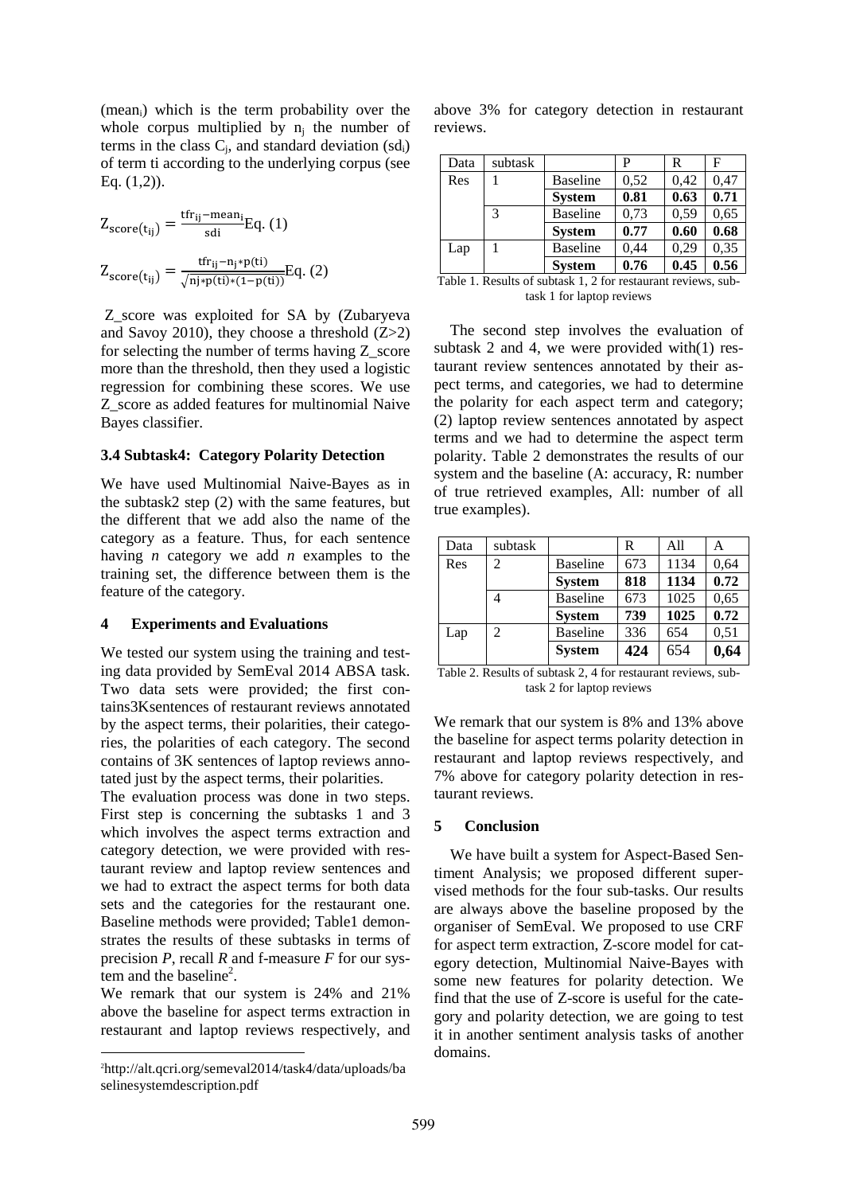($mean_i$) which is the term probability over the whole corpus multiplied by $n_j$ the number of terms in the class $C_j$, and standard deviation ($sd_i$) of term ti according to the underlying corpus (see Eq. (1,2)).

$$Z_{score}(t_{ij}) = \frac{tfr_{ij} - mean_i}{sdi} \text{Eq. (1)}$$

$$Z_{score}(t_{ij}) = \frac{tfr_{ij} - n_j * p(ti)}{\sqrt{nj * p(ti) * (1 - p(ti))}} \text{Eq. (2)}$$

Z_score was exploited for SA by (Zubaryeva and Savoy 2010), they choose a threshold (Z>2) for selecting the number of terms having Z_score more than the threshold, then they used a logistic regression for combining these scores. We use Z_score as added features for multinomial Naive Bayes classifier.

### 3.4 Subtask4: Category Polarity Detection

We have used Multinomial Naive-Bayes as in the subtask2 step (2) with the same features, but the different that we add also the name of the category as a feature. Thus, for each sentence having *n* category we add *n* examples to the training set, the difference between them is the feature of the category.

## 4 Experiments and Evaluations

We tested our system using the training and testing data provided by SemEval 2014 ABSA task. Two data sets were provided; the first contains3Ksentences of restaurant reviews annotated by the aspect terms, their polarities, their categories, the polarities of each category. The second contains of 3K sentences of laptop reviews annotated just by the aspect terms, their polarities.

The evaluation process was done in two steps. First step is concerning the subtasks 1 and 3 which involves the aspect terms extraction and category detection, we were provided with restaurant review and laptop review sentences and we had to extract the aspect terms for both data sets and the categories for the restaurant one. Baseline methods were provided; Table1 demonstrates the results of these subtasks in terms of precision *P*, recall *R* and f-measure *F* for our system and the baseline[2].

We remark that our system is 24% and 21% above the baseline for aspect terms extraction in restaurant and laptop reviews respectively, and above 3% for category detection in restaurant reviews.

| Data | subtask | | P | R | F |
|---|---|---|---|---|---|
| Res | 1 | Baseline | 0,52 | 0,42 | 0,47 |
| | | **System** | **0.81** | **0.63** | **0.71** |
| | 3 | Baseline | 0,73 | 0,59 | 0,65 |
| | | **System** | **0.77** | **0.60** | **0.68** |
| Lap | 1 | Baseline | 0,44 | 0,29 | 0,35 |
| | | **System** | **0.76** | **0.45** | **0.56** |

Table 1. Results of subtask 1, 2 for restaurant reviews, subtask 1 for laptop reviews

The second step involves the evaluation of subtask 2 and 4, we were provided with(1) restaurant review sentences annotated by their aspect terms, and categories, we had to determine the polarity for each aspect term and category; (2) laptop review sentences annotated by aspect terms and we had to determine the aspect term polarity. Table 2 demonstrates the results of our system and the baseline (A: accuracy, R: number of true retrieved examples, All: number of all true examples).

| Data | subtask | | R | All | A |
|---|---|---|---|---|---|
| Res | 2 | Baseline | 673 | 1134 | 0,64 |
| | | **System** | **818** | **1134** | **0.72** |
| | 4 | Baseline | 673 | 1025 | 0,65 |
| | | **System** | **739** | **1025** | **0.72** |
| Lap | 2 | Baseline | 336 | 654 | 0,51 |
| | | **System** | **424** | 654 | **0,64** |

Table 2. Results of subtask 2, 4 for restaurant reviews, subtask 2 for laptop reviews

We remark that our system is 8% and 13% above the baseline for aspect terms polarity detection in restaurant and laptop reviews respectively, and 7% above for category polarity detection in restaurant reviews.

## 5 Conclusion

We have built a system for Aspect-Based Sentiment Analysis; we proposed different supervised methods for the four sub-tasks. Our results are always above the baseline proposed by the organiser of SemEval. We proposed to use CRF for aspect term extraction, Z-score model for category detection, Multinomial Naive-Bayes with some new features for polarity detection. We find that the use of Z-score is useful for the category and polarity detection, we are going to test it in another sentiment analysis tasks of another domains.

[2] http://alt.qcri.org/semeval2014/task4/data/uploads/baselinesystemdescription.pdf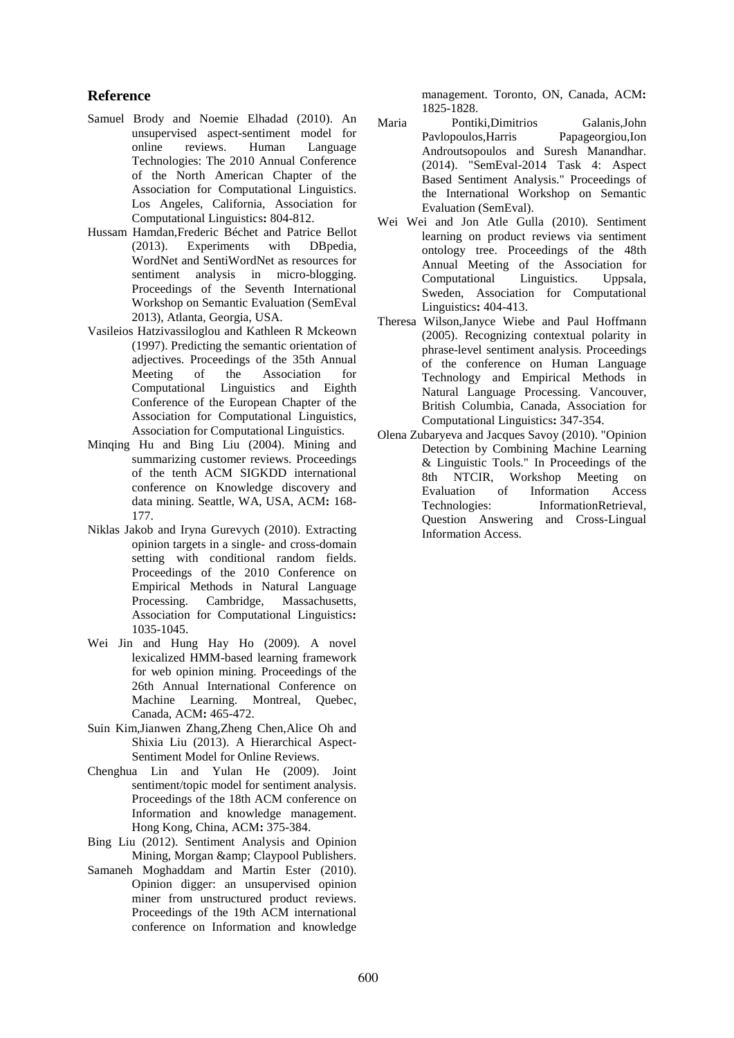## Reference

Samuel Brody and Noemie Elhadad (2010). An unsupervised aspect-sentiment model for online reviews. Human Language Technologies: The 2010 Annual Conference of the North American Chapter of the Association for Computational Linguistics. Los Angeles, California, Association for Computational Linguistics**:** 804-812.

Hussam Hamdan,Frederic Béchet and Patrice Bellot (2013). Experiments with DBpedia, WordNet and SentiWordNet as resources for sentiment analysis in micro-blogging. Proceedings of the Seventh International Workshop on Semantic Evaluation (SemEval 2013), Atlanta, Georgia, USA.

Vasileios Hatzivassiloglou and Kathleen R Mckeown (1997). Predicting the semantic orientation of adjectives. Proceedings of the 35th Annual Meeting of the Association for Computational Linguistics and Eighth Conference of the European Chapter of the Association for Computational Linguistics, Association for Computational Linguistics.

Minqing Hu and Bing Liu (2004). Mining and summarizing customer reviews. Proceedings of the tenth ACM SIGKDD international conference on Knowledge discovery and data mining. Seattle, WA, USA, ACM**:** 168-177.

Niklas Jakob and Iryna Gurevych (2010). Extracting opinion targets in a single- and cross-domain setting with conditional random fields. Proceedings of the 2010 Conference on Empirical Methods in Natural Language Processing. Cambridge, Massachusetts, Association for Computational Linguistics**:** 1035-1045.

Wei Jin and Hung Hay Ho (2009). A novel lexicalized HMM-based learning framework for web opinion mining. Proceedings of the 26th Annual International Conference on Machine Learning. Montreal, Quebec, Canada, ACM**:** 465-472.

Suin Kim,Jianwen Zhang,Zheng Chen,Alice Oh and Shixia Liu (2013). A Hierarchical Aspect-Sentiment Model for Online Reviews.

Chenghua Lin and Yulan He (2009). Joint sentiment/topic model for sentiment analysis. Proceedings of the 18th ACM conference on Information and knowledge management. Hong Kong, China, ACM**:** 375-384.

Bing Liu (2012). Sentiment Analysis and Opinion Mining, Morgan &amp; Claypool Publishers.

Samaneh Moghaddam and Martin Ester (2010). Opinion digger: an unsupervised opinion miner from unstructured product reviews. Proceedings of the 19th ACM international conference on Information and knowledge management. Toronto, ON, Canada, ACM**:** 1825-1828.

Maria Pontiki,Dimitrios Galanis,John Pavlopoulos,Harris Papageorgiou,Ion Androutsopoulos and Suresh Manandhar. (2014). "SemEval-2014 Task 4: Aspect Based Sentiment Analysis." Proceedings of the International Workshop on Semantic Evaluation (SemEval).

Wei Wei and Jon Atle Gulla (2010). Sentiment learning on product reviews via sentiment ontology tree. Proceedings of the 48th Annual Meeting of the Association for Computational Linguistics. Uppsala, Sweden, Association for Computational Linguistics**:** 404-413.

Theresa Wilson,Janyce Wiebe and Paul Hoffmann (2005). Recognizing contextual polarity in phrase-level sentiment analysis. Proceedings of the conference on Human Language Technology and Empirical Methods in Natural Language Processing. Vancouver, British Columbia, Canada, Association for Computational Linguistics**:** 347-354.

Olena Zubaryeva and Jacques Savoy (2010). "Opinion Detection by Combining Machine Learning & Linguistic Tools." In Proceedings of the 8th NTCIR, Workshop Meeting on Evaluation of Information Access Technologies: InformationRetrieval, Question Answering and Cross-Lingual Information Access.